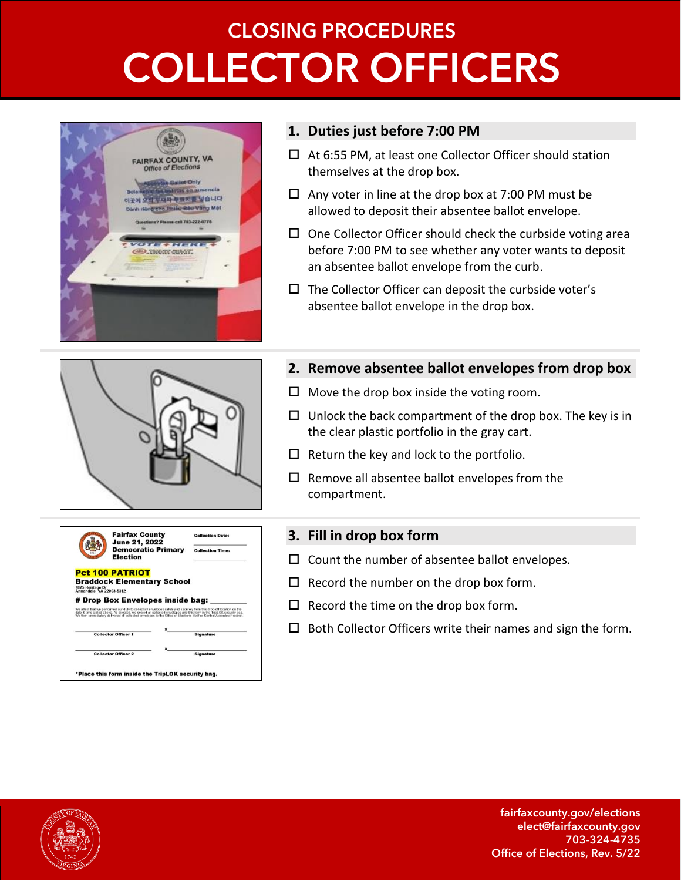# CLOSING PROCEDURES
# COLLECTOR OFFICERS

## 1. Duties just before 7:00 PM

- ☐ At 6:55 PM, at least one Collector Officer should station themselves at the drop box.
- ☐ Any voter in line at the drop box at 7:00 PM must be allowed to deposit their absentee ballot envelope.
- ☐ One Collector Officer should check the curbside voting area before 7:00 PM to see whether any voter wants to deposit an absentee ballot envelope from the curb.
- ☐ The Collector Officer can deposit the curbside voter's absentee ballot envelope in the drop box.

## 2. Remove absentee ballot envelopes from drop box

- ☐ Move the drop box inside the voting room.
- ☐ Unlock the back compartment of the drop box. The key is in the clear plastic portfolio in the gray cart.
- ☐ Return the key and lock to the portfolio.
- ☐ Remove all absentee ballot envelopes from the compartment.

## 3. Fill in drop box form

- ☐ Count the number of absentee ballot envelopes.
- ☐ Record the number on the drop box form.
- ☐ Record the time on the drop box form.
- ☐ Both Collector Officers write their names and sign the form.

fairfaxcounty.gov/elections
elect@fairfaxcounty.gov
703-324-4735
Office of Elections, Rev. 5/22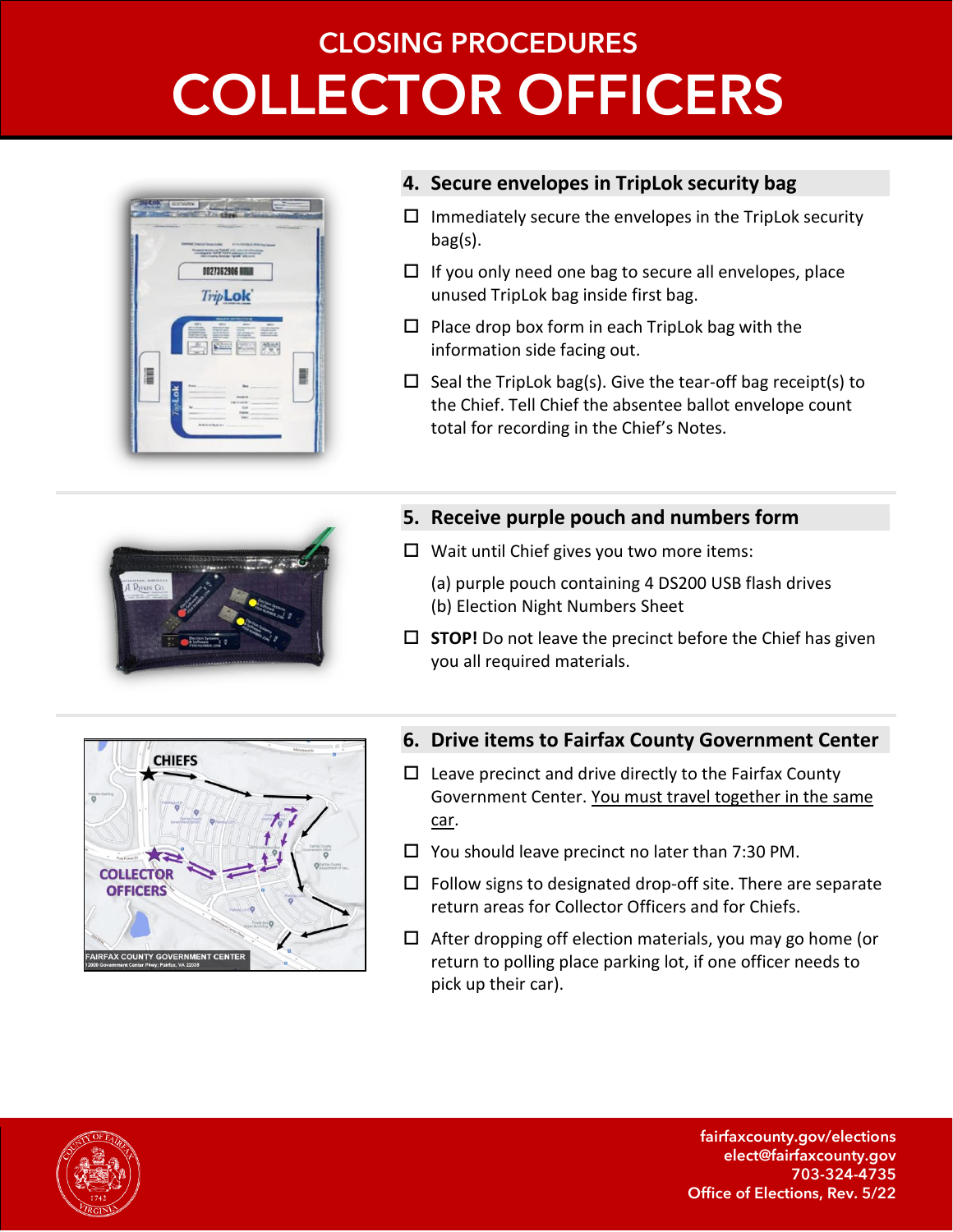# CLOSING PROCEDURES

# COLLECTOR OFFICERS

## 4. Secure envelopes in TripLok security bag

- ☐ Immediately secure the envelopes in the TripLok security bag(s).
- ☐ If you only need one bag to secure all envelopes, place unused TripLok bag inside first bag.
- ☐ Place drop box form in each TripLok bag with the information side facing out.
- ☐ Seal the TripLok bag(s). Give the tear-off bag receipt(s) to the Chief. Tell Chief the absentee ballot envelope count total for recording in the Chief's Notes.

## 5. Receive purple pouch and numbers form

- ☐ Wait until Chief gives you two more items:

  (a) purple pouch containing 4 DS200 USB flash drives
  (b) Election Night Numbers Sheet

- ☐ **STOP!** Do not leave the precinct before the Chief has given you all required materials.

## 6. Drive items to Fairfax County Government Center

CHIEFS

COLLECTOR OFFICERS

FAIRFAX COUNTY GOVERNMENT CENTER

- ☐ Leave precinct and drive directly to the Fairfax County Government Center. You must travel together in the same car.
- ☐ You should leave precinct no later than 7:30 PM.
- ☐ Follow signs to designated drop-off site. There are separate return areas for Collector Officers and for Chiefs.
- ☐ After dropping off election materials, you may go home (or return to polling place parking lot, if one officer needs to pick up their car).

fairfaxcounty.gov/elections
elect@fairfaxcounty.gov
703-324-4735
Office of Elections, Rev. 5/22